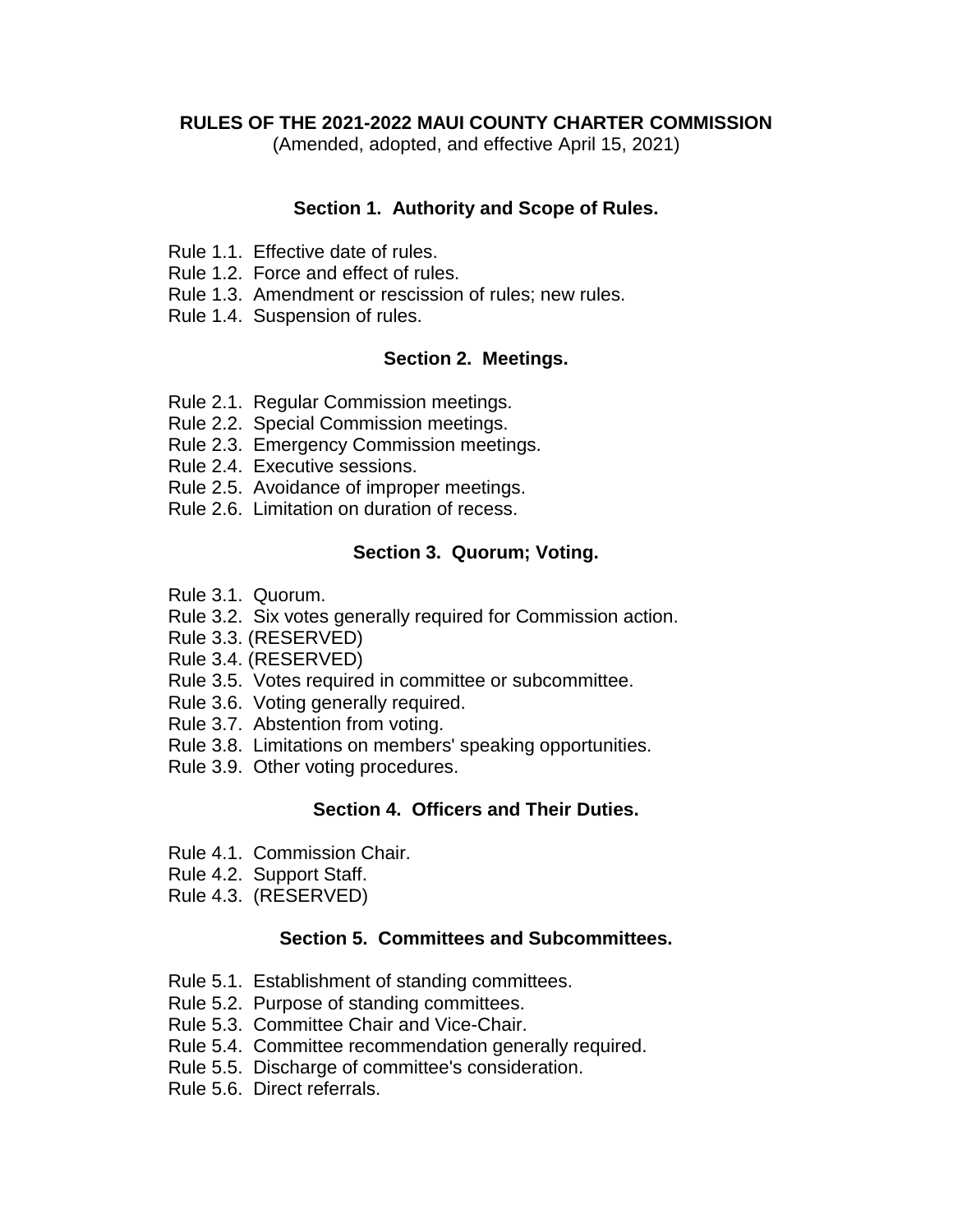# RULES OF THE 2021-2022 MAUI COUNTY CHARTER COMMISSION

(Amended, adopted, and effective April 15, 2021)

## Section 1. Authority and Scope of Rules.

Rule 1.1. Effective date of rules.
Rule 1.2. Force and effect of rules.
Rule 1.3. Amendment or rescission of rules; new rules.
Rule 1.4. Suspension of rules.

## Section 2. Meetings.

Rule 2.1. Regular Commission meetings.
Rule 2.2. Special Commission meetings.
Rule 2.3. Emergency Commission meetings.
Rule 2.4. Executive sessions.
Rule 2.5. Avoidance of improper meetings.
Rule 2.6. Limitation on duration of recess.

## Section 3. Quorum; Voting.

Rule 3.1. Quorum.
Rule 3.2. Six votes generally required for Commission action.
Rule 3.3. (RESERVED)
Rule 3.4. (RESERVED)
Rule 3.5. Votes required in committee or subcommittee.
Rule 3.6. Voting generally required.
Rule 3.7. Abstention from voting.
Rule 3.8. Limitations on members' speaking opportunities.
Rule 3.9. Other voting procedures.

## Section 4. Officers and Their Duties.

Rule 4.1. Commission Chair.
Rule 4.2. Support Staff.
Rule 4.3. (RESERVED)

## Section 5. Committees and Subcommittees.

Rule 5.1. Establishment of standing committees.
Rule 5.2. Purpose of standing committees.
Rule 5.3. Committee Chair and Vice-Chair.
Rule 5.4. Committee recommendation generally required.
Rule 5.5. Discharge of committee's consideration.
Rule 5.6. Direct referrals.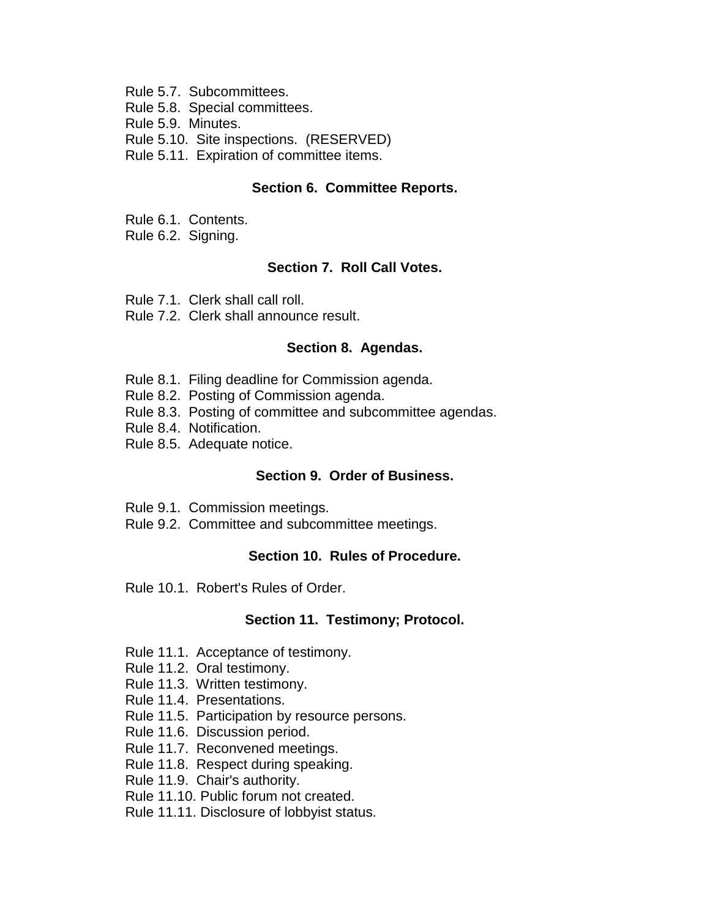Rule 5.7. Subcommittees.
Rule 5.8. Special committees.
Rule 5.9. Minutes.
Rule 5.10. Site inspections. (RESERVED)
Rule 5.11. Expiration of committee items.

**Section 6. Committee Reports.**

Rule 6.1. Contents.
Rule 6.2. Signing.

**Section 7. Roll Call Votes.**

Rule 7.1. Clerk shall call roll.
Rule 7.2. Clerk shall announce result.

**Section 8. Agendas.**

Rule 8.1. Filing deadline for Commission agenda.
Rule 8.2. Posting of Commission agenda.
Rule 8.3. Posting of committee and subcommittee agendas.
Rule 8.4. Notification.
Rule 8.5. Adequate notice.

**Section 9. Order of Business.**

Rule 9.1. Commission meetings.
Rule 9.2. Committee and subcommittee meetings.

**Section 10. Rules of Procedure.**

Rule 10.1. Robert's Rules of Order.

**Section 11. Testimony; Protocol.**

Rule 11.1. Acceptance of testimony.
Rule 11.2. Oral testimony.
Rule 11.3. Written testimony.
Rule 11.4. Presentations.
Rule 11.5. Participation by resource persons.
Rule 11.6. Discussion period.
Rule 11.7. Reconvened meetings.
Rule 11.8. Respect during speaking.
Rule 11.9. Chair's authority.
Rule 11.10. Public forum not created.
Rule 11.11. Disclosure of lobbyist status.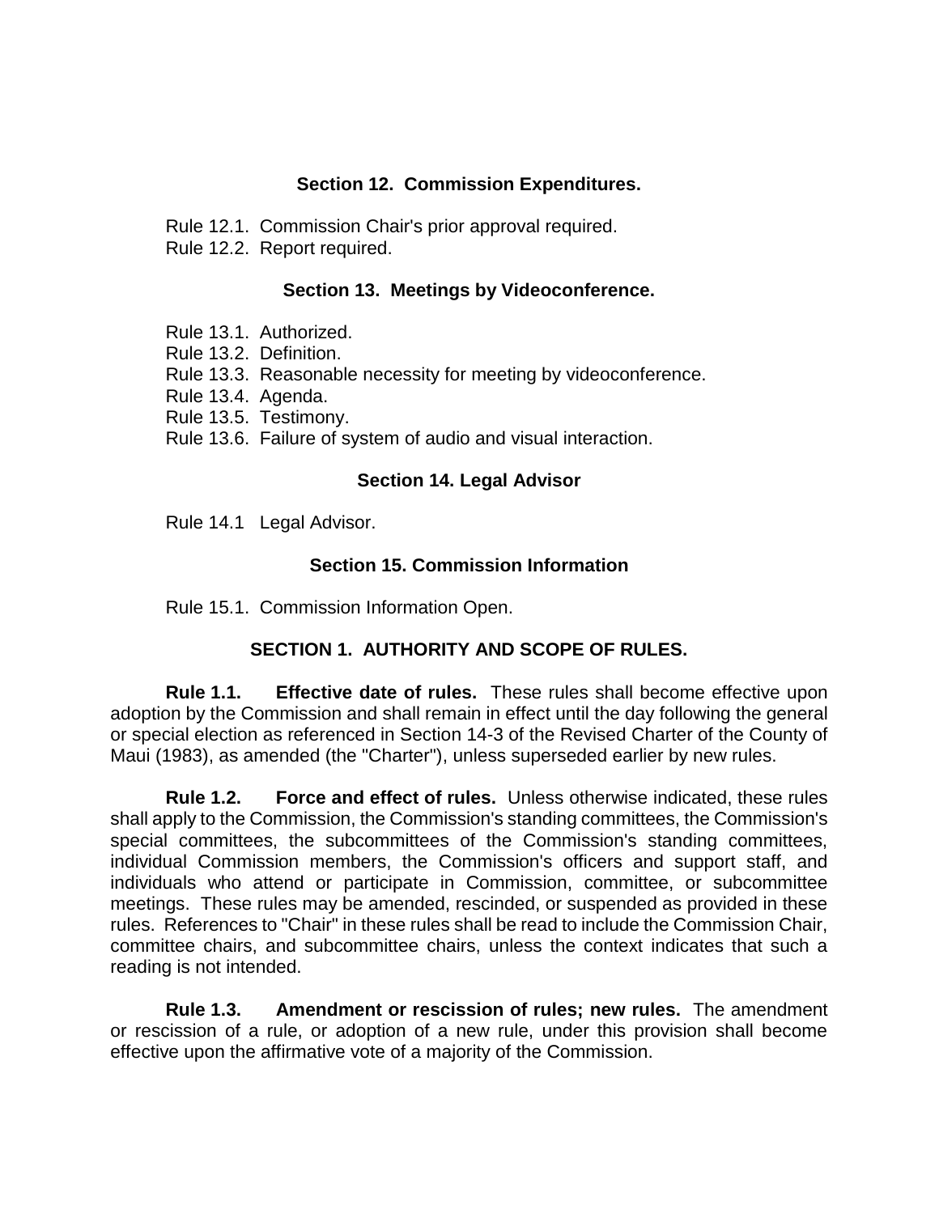## Section 12. Commission Expenditures.

Rule 12.1. Commission Chair's prior approval required.
Rule 12.2. Report required.

## Section 13. Meetings by Videoconference.

Rule 13.1. Authorized.
Rule 13.2. Definition.
Rule 13.3. Reasonable necessity for meeting by videoconference.
Rule 13.4. Agenda.
Rule 13.5. Testimony.
Rule 13.6. Failure of system of audio and visual interaction.

## Section 14. Legal Advisor

Rule 14.1 Legal Advisor.

## Section 15. Commission Information

Rule 15.1. Commission Information Open.

## SECTION 1. AUTHORITY AND SCOPE OF RULES.

**Rule 1.1. Effective date of rules.** These rules shall become effective upon adoption by the Commission and shall remain in effect until the day following the general or special election as referenced in Section 14-3 of the Revised Charter of the County of Maui (1983), as amended (the "Charter"), unless superseded earlier by new rules.

**Rule 1.2. Force and effect of rules.** Unless otherwise indicated, these rules shall apply to the Commission, the Commission's standing committees, the Commission's special committees, the subcommittees of the Commission's standing committees, individual Commission members, the Commission's officers and support staff, and individuals who attend or participate in Commission, committee, or subcommittee meetings. These rules may be amended, rescinded, or suspended as provided in these rules. References to "Chair" in these rules shall be read to include the Commission Chair, committee chairs, and subcommittee chairs, unless the context indicates that such a reading is not intended.

**Rule 1.3. Amendment or rescission of rules; new rules.** The amendment or rescission of a rule, or adoption of a new rule, under this provision shall become effective upon the affirmative vote of a majority of the Commission.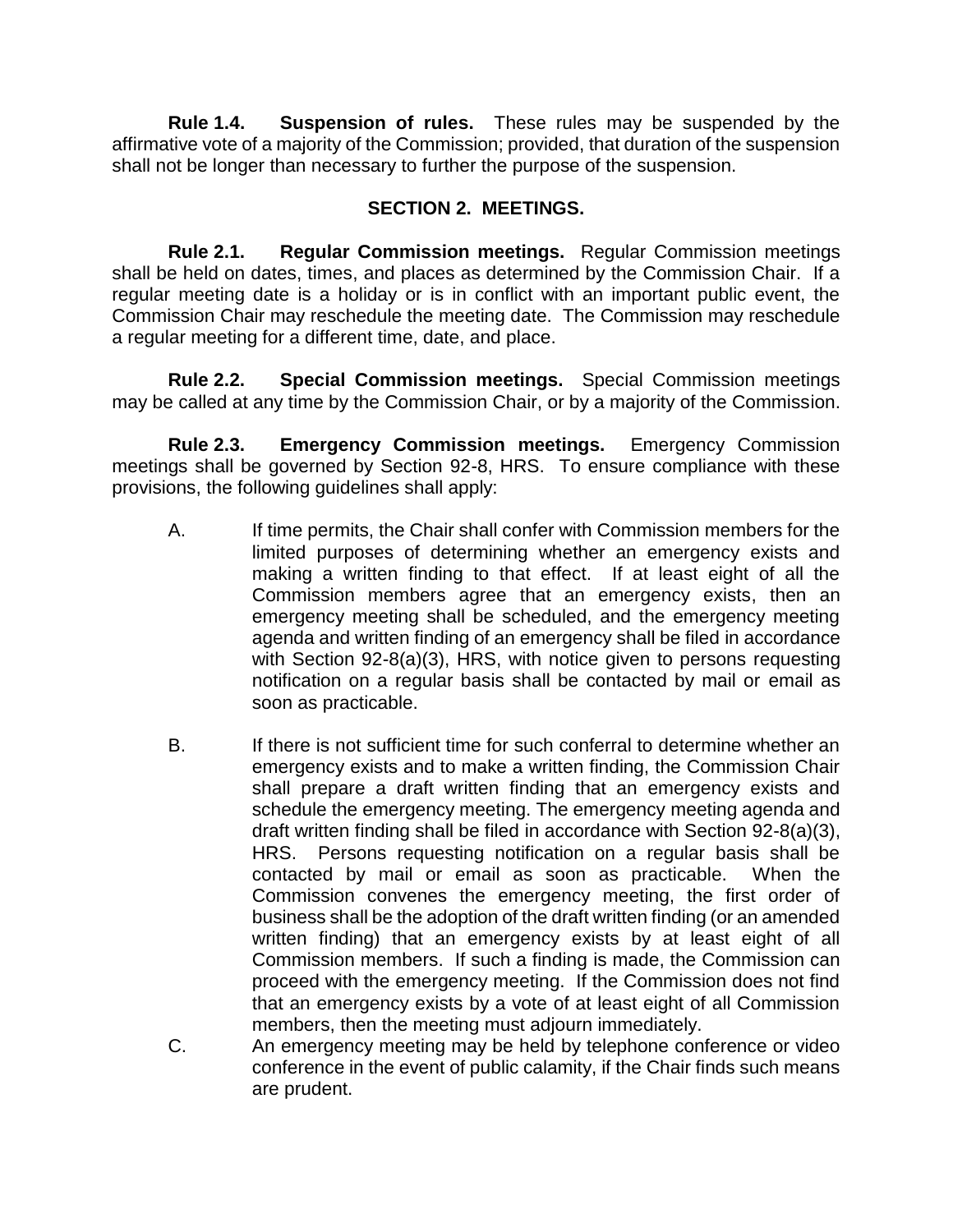**Rule 1.4. Suspension of rules.** These rules may be suspended by the affirmative vote of a majority of the Commission; provided, that duration of the suspension shall not be longer than necessary to further the purpose of the suspension.

## SECTION 2. MEETINGS.

**Rule 2.1. Regular Commission meetings.** Regular Commission meetings shall be held on dates, times, and places as determined by the Commission Chair. If a regular meeting date is a holiday or is in conflict with an important public event, the Commission Chair may reschedule the meeting date. The Commission may reschedule a regular meeting for a different time, date, and place.

**Rule 2.2. Special Commission meetings.** Special Commission meetings may be called at any time by the Commission Chair, or by a majority of the Commission.

**Rule 2.3. Emergency Commission meetings.** Emergency Commission meetings shall be governed by Section 92-8, HRS. To ensure compliance with these provisions, the following guidelines shall apply:

A. If time permits, the Chair shall confer with Commission members for the limited purposes of determining whether an emergency exists and making a written finding to that effect. If at least eight of all the Commission members agree that an emergency exists, then an emergency meeting shall be scheduled, and the emergency meeting agenda and written finding of an emergency shall be filed in accordance with Section 92-8(a)(3), HRS, with notice given to persons requesting notification on a regular basis shall be contacted by mail or email as soon as practicable.

B. If there is not sufficient time for such conferral to determine whether an emergency exists and to make a written finding, the Commission Chair shall prepare a draft written finding that an emergency exists and schedule the emergency meeting. The emergency meeting agenda and draft written finding shall be filed in accordance with Section 92-8(a)(3), HRS. Persons requesting notification on a regular basis shall be contacted by mail or email as soon as practicable. When the Commission convenes the emergency meeting, the first order of business shall be the adoption of the draft written finding (or an amended written finding) that an emergency exists by at least eight of all Commission members. If such a finding is made, the Commission can proceed with the emergency meeting. If the Commission does not find that an emergency exists by a vote of at least eight of all Commission members, then the meeting must adjourn immediately.

C. An emergency meeting may be held by telephone conference or video conference in the event of public calamity, if the Chair finds such means are prudent.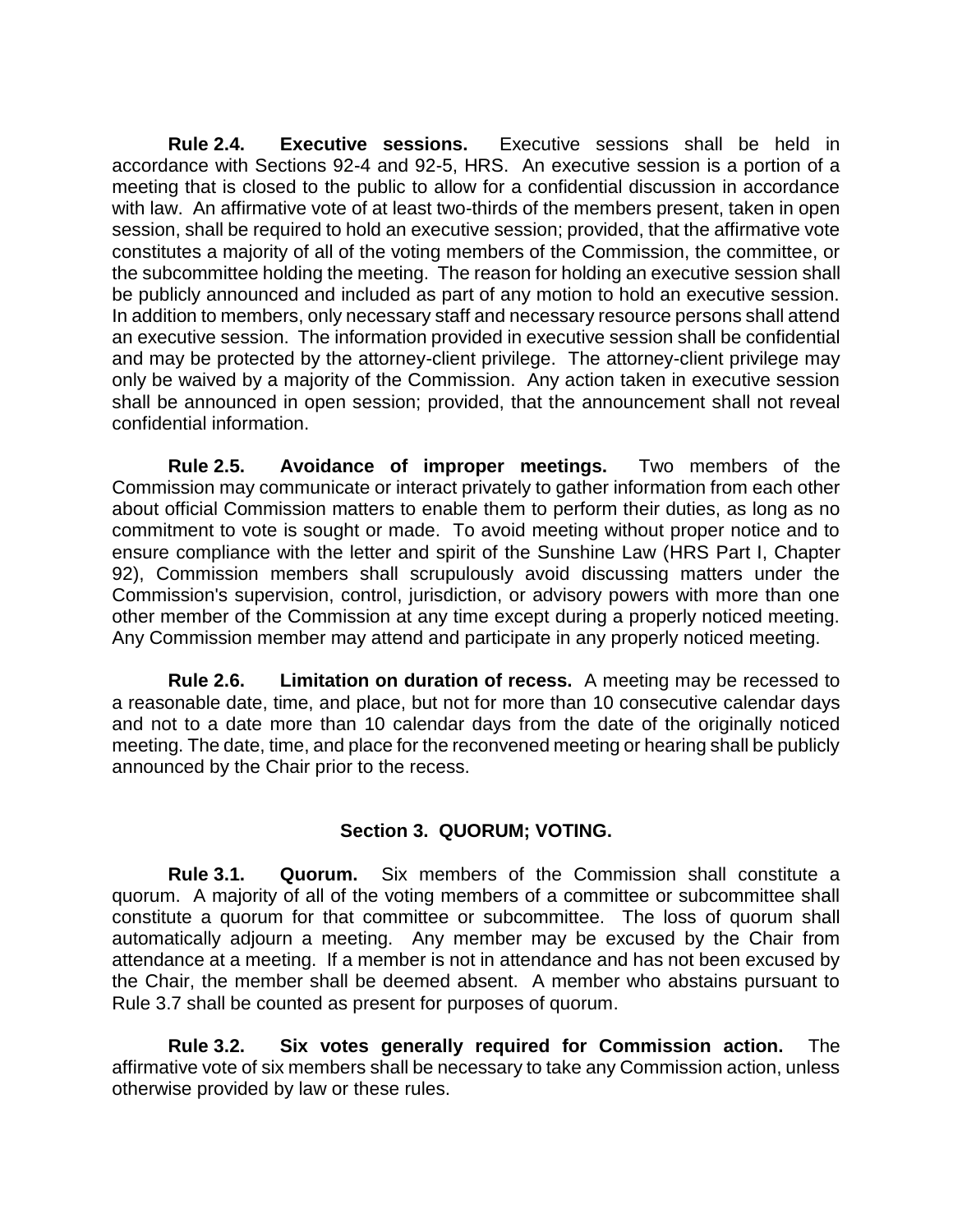**Rule 2.4. Executive sessions.** Executive sessions shall be held in accordance with Sections 92-4 and 92-5, HRS. An executive session is a portion of a meeting that is closed to the public to allow for a confidential discussion in accordance with law. An affirmative vote of at least two-thirds of the members present, taken in open session, shall be required to hold an executive session; provided, that the affirmative vote constitutes a majority of all of the voting members of the Commission, the committee, or the subcommittee holding the meeting. The reason for holding an executive session shall be publicly announced and included as part of any motion to hold an executive session. In addition to members, only necessary staff and necessary resource persons shall attend an executive session. The information provided in executive session shall be confidential and may be protected by the attorney-client privilege. The attorney-client privilege may only be waived by a majority of the Commission. Any action taken in executive session shall be announced in open session; provided, that the announcement shall not reveal confidential information.

**Rule 2.5. Avoidance of improper meetings.** Two members of the Commission may communicate or interact privately to gather information from each other about official Commission matters to enable them to perform their duties, as long as no commitment to vote is sought or made. To avoid meeting without proper notice and to ensure compliance with the letter and spirit of the Sunshine Law (HRS Part I, Chapter 92), Commission members shall scrupulously avoid discussing matters under the Commission's supervision, control, jurisdiction, or advisory powers with more than one other member of the Commission at any time except during a properly noticed meeting. Any Commission member may attend and participate in any properly noticed meeting.

**Rule 2.6. Limitation on duration of recess.** A meeting may be recessed to a reasonable date, time, and place, but not for more than 10 consecutive calendar days and not to a date more than 10 calendar days from the date of the originally noticed meeting. The date, time, and place for the reconvened meeting or hearing shall be publicly announced by the Chair prior to the recess.

## Section 3. QUORUM; VOTING.

**Rule 3.1. Quorum.** Six members of the Commission shall constitute a quorum. A majority of all of the voting members of a committee or subcommittee shall constitute a quorum for that committee or subcommittee. The loss of quorum shall automatically adjourn a meeting. Any member may be excused by the Chair from attendance at a meeting. If a member is not in attendance and has not been excused by the Chair, the member shall be deemed absent. A member who abstains pursuant to Rule 3.7 shall be counted as present for purposes of quorum.

**Rule 3.2. Six votes generally required for Commission action.** The affirmative vote of six members shall be necessary to take any Commission action, unless otherwise provided by law or these rules.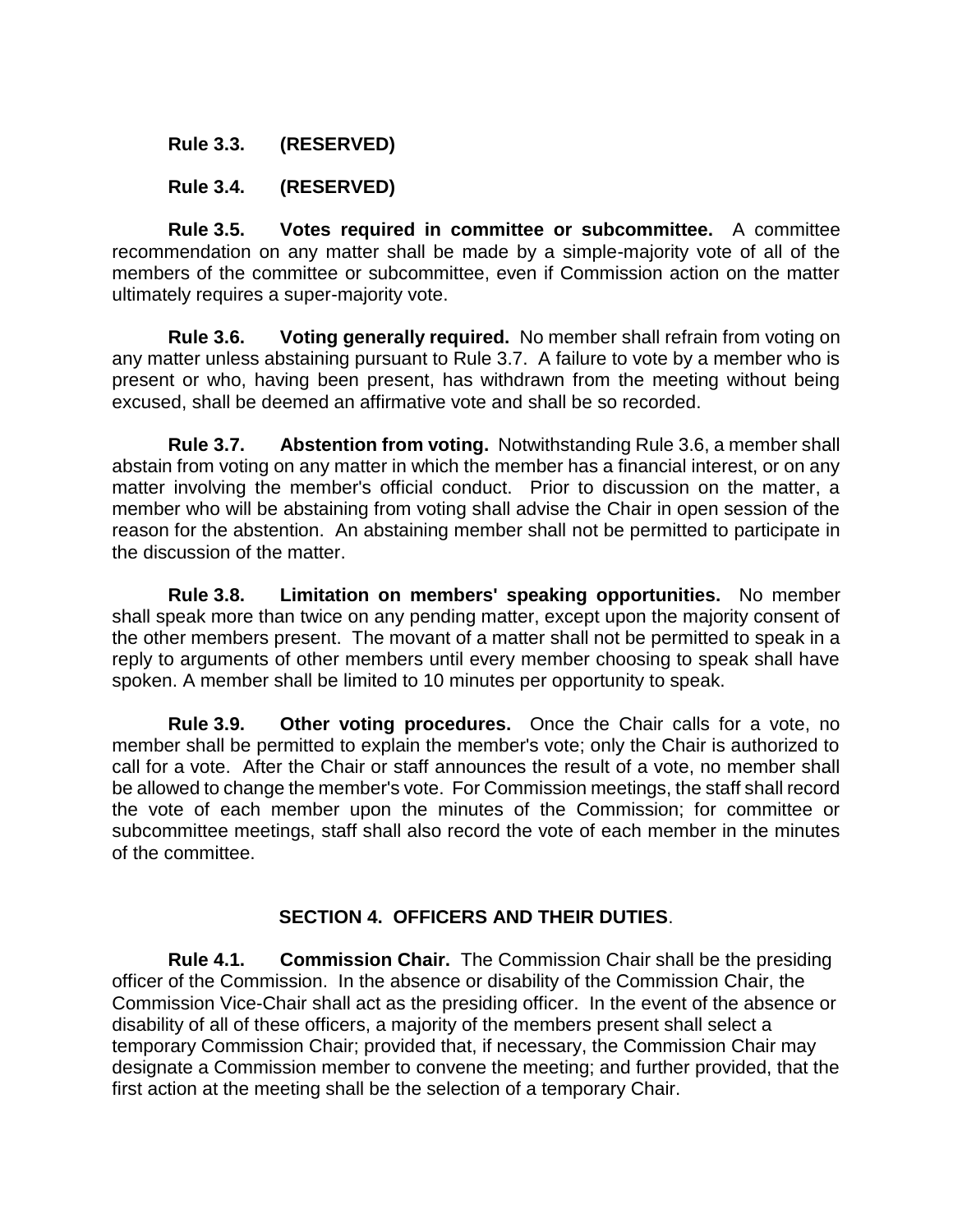**Rule 3.3. (RESERVED)**

**Rule 3.4. (RESERVED)**

**Rule 3.5. Votes required in committee or subcommittee.** A committee recommendation on any matter shall be made by a simple-majority vote of all of the members of the committee or subcommittee, even if Commission action on the matter ultimately requires a super-majority vote.

**Rule 3.6. Voting generally required.** No member shall refrain from voting on any matter unless abstaining pursuant to Rule 3.7. A failure to vote by a member who is present or who, having been present, has withdrawn from the meeting without being excused, shall be deemed an affirmative vote and shall be so recorded.

**Rule 3.7. Abstention from voting.** Notwithstanding Rule 3.6, a member shall abstain from voting on any matter in which the member has a financial interest, or on any matter involving the member's official conduct. Prior to discussion on the matter, a member who will be abstaining from voting shall advise the Chair in open session of the reason for the abstention. An abstaining member shall not be permitted to participate in the discussion of the matter.

**Rule 3.8. Limitation on members' speaking opportunities.** No member shall speak more than twice on any pending matter, except upon the majority consent of the other members present. The movant of a matter shall not be permitted to speak in a reply to arguments of other members until every member choosing to speak shall have spoken. A member shall be limited to 10 minutes per opportunity to speak.

**Rule 3.9. Other voting procedures.** Once the Chair calls for a vote, no member shall be permitted to explain the member's vote; only the Chair is authorized to call for a vote. After the Chair or staff announces the result of a vote, no member shall be allowed to change the member's vote. For Commission meetings, the staff shall record the vote of each member upon the minutes of the Commission; for committee or subcommittee meetings, staff shall also record the vote of each member in the minutes of the committee.

## SECTION 4. OFFICERS AND THEIR DUTIES.

**Rule 4.1. Commission Chair.** The Commission Chair shall be the presiding officer of the Commission. In the absence or disability of the Commission Chair, the Commission Vice-Chair shall act as the presiding officer. In the event of the absence or disability of all of these officers, a majority of the members present shall select a temporary Commission Chair; provided that, if necessary, the Commission Chair may designate a Commission member to convene the meeting; and further provided, that the first action at the meeting shall be the selection of a temporary Chair.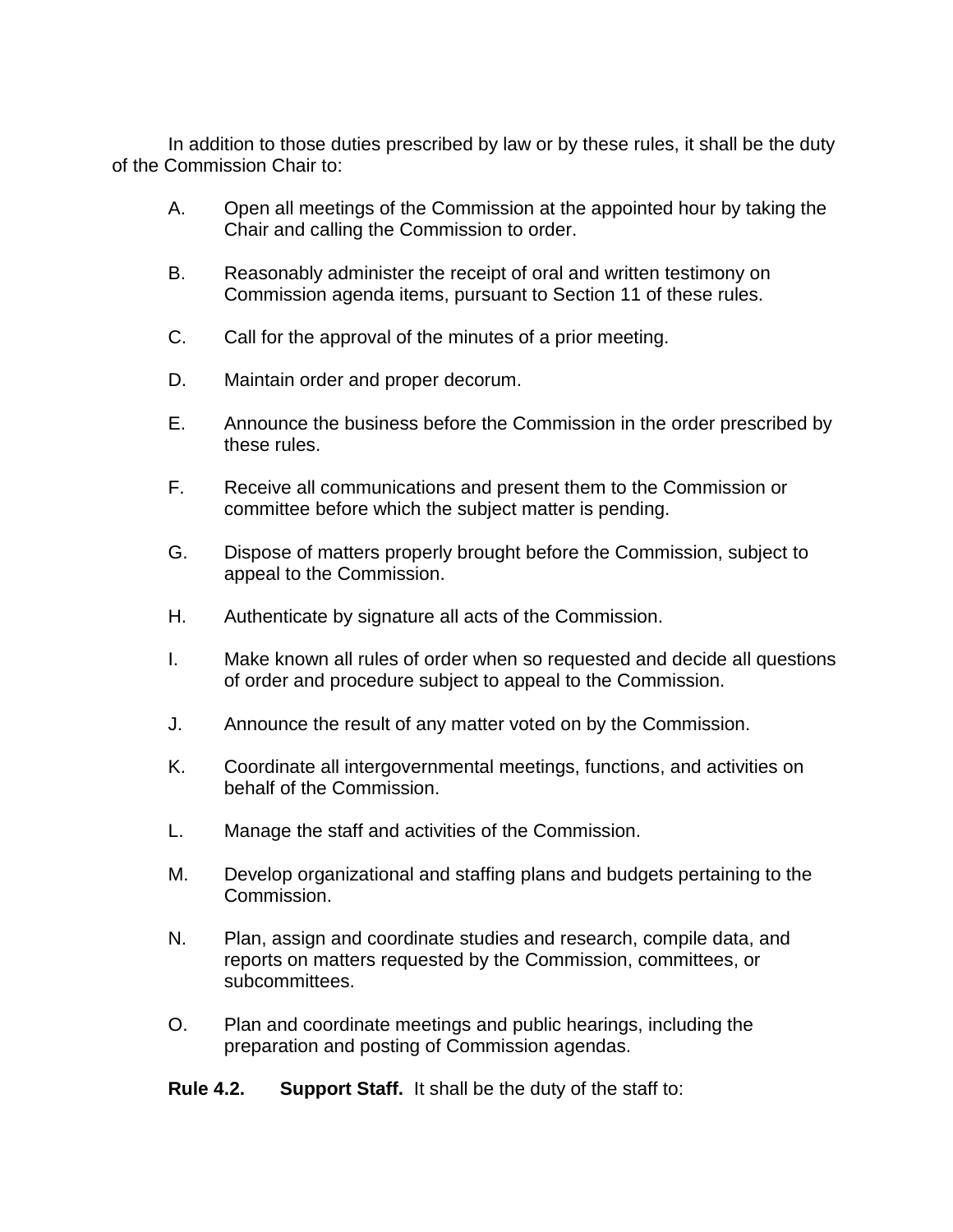In addition to those duties prescribed by law or by these rules, it shall be the duty of the Commission Chair to:

A. Open all meetings of the Commission at the appointed hour by taking the Chair and calling the Commission to order.

B. Reasonably administer the receipt of oral and written testimony on Commission agenda items, pursuant to Section 11 of these rules.

C. Call for the approval of the minutes of a prior meeting.

D. Maintain order and proper decorum.

E. Announce the business before the Commission in the order prescribed by these rules.

F. Receive all communications and present them to the Commission or committee before which the subject matter is pending.

G. Dispose of matters properly brought before the Commission, subject to appeal to the Commission.

H. Authenticate by signature all acts of the Commission.

I. Make known all rules of order when so requested and decide all questions of order and procedure subject to appeal to the Commission.

J. Announce the result of any matter voted on by the Commission.

K. Coordinate all intergovernmental meetings, functions, and activities on behalf of the Commission.

L. Manage the staff and activities of the Commission.

M. Develop organizational and staffing plans and budgets pertaining to the Commission.

N. Plan, assign and coordinate studies and research, compile data, and reports on matters requested by the Commission, committees, or subcommittees.

O. Plan and coordinate meetings and public hearings, including the preparation and posting of Commission agendas.

**Rule 4.2. Support Staff.** It shall be the duty of the staff to: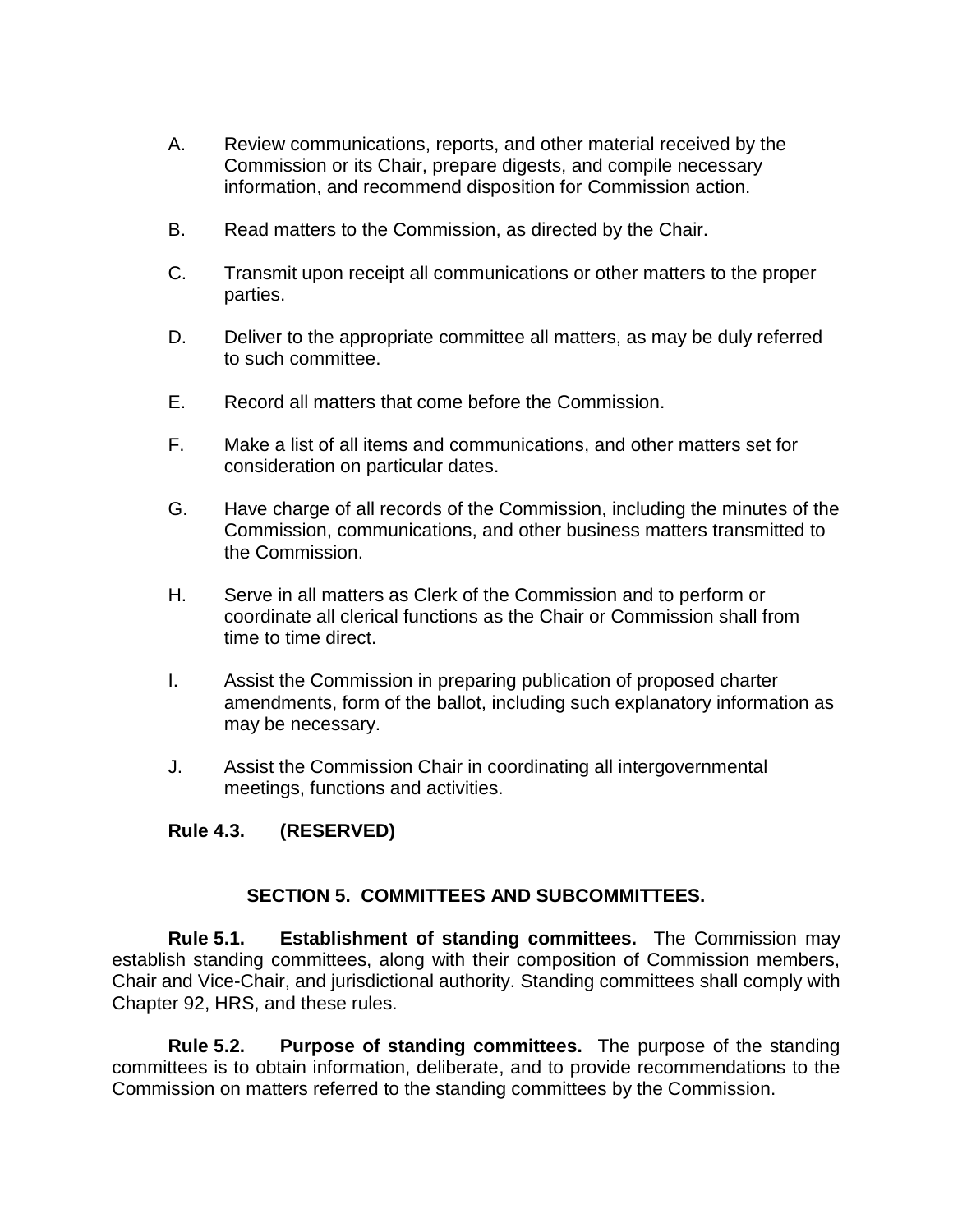A. Review communications, reports, and other material received by the Commission or its Chair, prepare digests, and compile necessary information, and recommend disposition for Commission action.

B. Read matters to the Commission, as directed by the Chair.

C. Transmit upon receipt all communications or other matters to the proper parties.

D. Deliver to the appropriate committee all matters, as may be duly referred to such committee.

E. Record all matters that come before the Commission.

F. Make a list of all items and communications, and other matters set for consideration on particular dates.

G. Have charge of all records of the Commission, including the minutes of the Commission, communications, and other business matters transmitted to the Commission.

H. Serve in all matters as Clerk of the Commission and to perform or coordinate all clerical functions as the Chair or Commission shall from time to time direct.

I. Assist the Commission in preparing publication of proposed charter amendments, form of the ballot, including such explanatory information as may be necessary.

J. Assist the Commission Chair in coordinating all intergovernmental meetings, functions and activities.

**Rule 4.3. (RESERVED)**

## SECTION 5. COMMITTEES AND SUBCOMMITTEES.

**Rule 5.1. Establishment of standing committees.** The Commission may establish standing committees, along with their composition of Commission members, Chair and Vice-Chair, and jurisdictional authority. Standing committees shall comply with Chapter 92, HRS, and these rules.

**Rule 5.2. Purpose of standing committees.** The purpose of the standing committees is to obtain information, deliberate, and to provide recommendations to the Commission on matters referred to the standing committees by the Commission.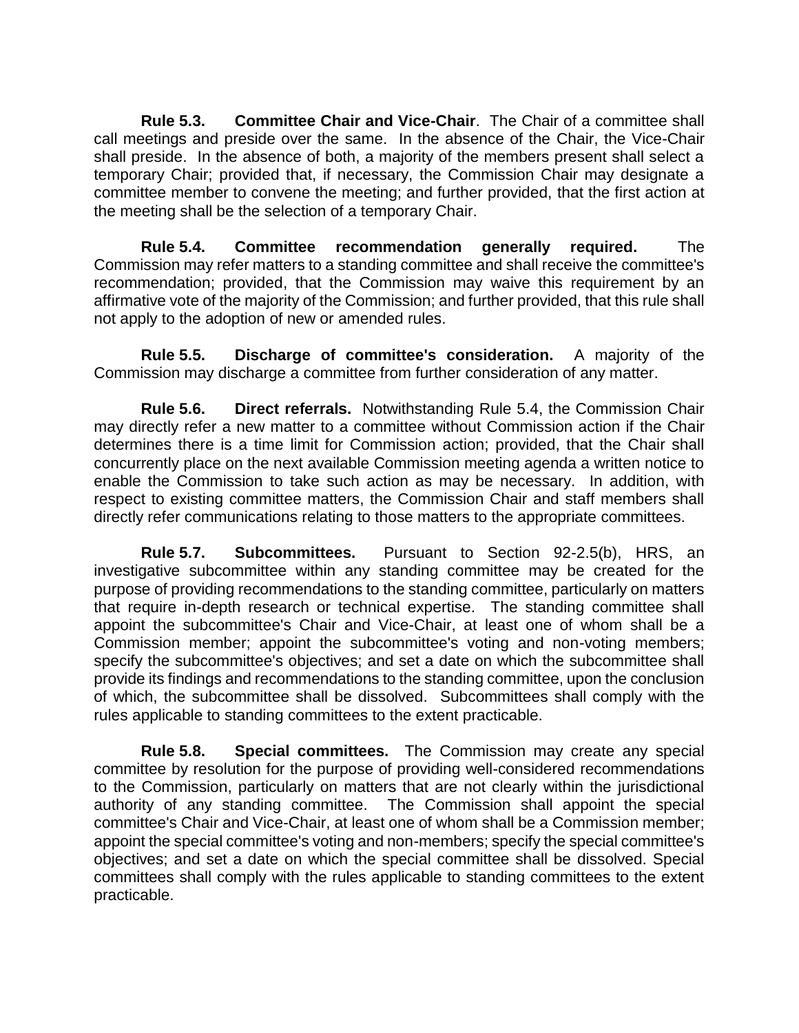**Rule 5.3. Committee Chair and Vice-Chair**. The Chair of a committee shall call meetings and preside over the same. In the absence of the Chair, the Vice-Chair shall preside. In the absence of both, a majority of the members present shall select a temporary Chair; provided that, if necessary, the Commission Chair may designate a committee member to convene the meeting; and further provided, that the first action at the meeting shall be the selection of a temporary Chair.

**Rule 5.4. Committee recommendation generally required.** The Commission may refer matters to a standing committee and shall receive the committee's recommendation; provided, that the Commission may waive this requirement by an affirmative vote of the majority of the Commission; and further provided, that this rule shall not apply to the adoption of new or amended rules.

**Rule 5.5. Discharge of committee's consideration.** A majority of the Commission may discharge a committee from further consideration of any matter.

**Rule 5.6. Direct referrals.** Notwithstanding Rule 5.4, the Commission Chair may directly refer a new matter to a committee without Commission action if the Chair determines there is a time limit for Commission action; provided, that the Chair shall concurrently place on the next available Commission meeting agenda a written notice to enable the Commission to take such action as may be necessary. In addition, with respect to existing committee matters, the Commission Chair and staff members shall directly refer communications relating to those matters to the appropriate committees.

**Rule 5.7. Subcommittees.** Pursuant to Section 92-2.5(b), HRS, an investigative subcommittee within any standing committee may be created for the purpose of providing recommendations to the standing committee, particularly on matters that require in-depth research or technical expertise. The standing committee shall appoint the subcommittee's Chair and Vice-Chair, at least one of whom shall be a Commission member; appoint the subcommittee's voting and non-voting members; specify the subcommittee's objectives; and set a date on which the subcommittee shall provide its findings and recommendations to the standing committee, upon the conclusion of which, the subcommittee shall be dissolved. Subcommittees shall comply with the rules applicable to standing committees to the extent practicable.

**Rule 5.8. Special committees.** The Commission may create any special committee by resolution for the purpose of providing well-considered recommendations to the Commission, particularly on matters that are not clearly within the jurisdictional authority of any standing committee. The Commission shall appoint the special committee's Chair and Vice-Chair, at least one of whom shall be a Commission member; appoint the special committee's voting and non-members; specify the special committee's objectives; and set a date on which the special committee shall be dissolved. Special committees shall comply with the rules applicable to standing committees to the extent practicable.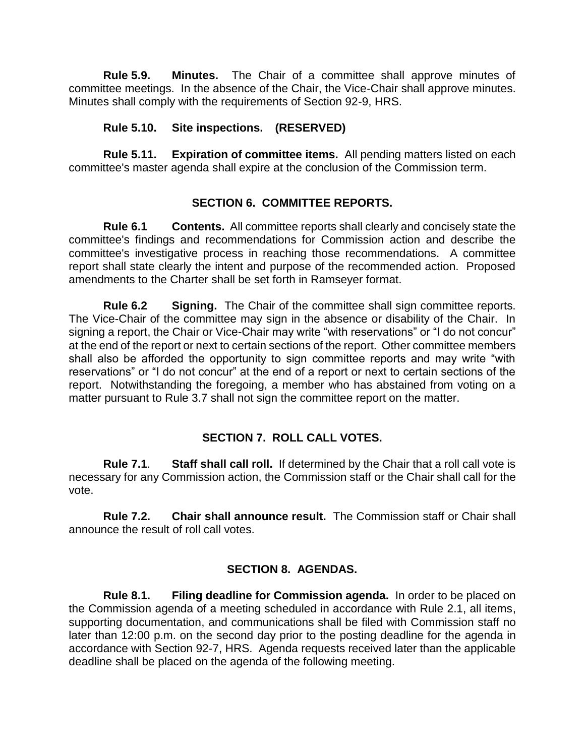**Rule 5.9. Minutes.** The Chair of a committee shall approve minutes of committee meetings. In the absence of the Chair, the Vice-Chair shall approve minutes. Minutes shall comply with the requirements of Section 92-9, HRS.

**Rule 5.10. Site inspections. (RESERVED)**

**Rule 5.11. Expiration of committee items.** All pending matters listed on each committee's master agenda shall expire at the conclusion of the Commission term.

## SECTION 6. COMMITTEE REPORTS.

**Rule 6.1 Contents.** All committee reports shall clearly and concisely state the committee's findings and recommendations for Commission action and describe the committee's investigative process in reaching those recommendations. A committee report shall state clearly the intent and purpose of the recommended action. Proposed amendments to the Charter shall be set forth in Ramseyer format.

**Rule 6.2 Signing.** The Chair of the committee shall sign committee reports. The Vice-Chair of the committee may sign in the absence or disability of the Chair. In signing a report, the Chair or Vice-Chair may write "with reservations" or "I do not concur" at the end of the report or next to certain sections of the report. Other committee members shall also be afforded the opportunity to sign committee reports and may write "with reservations" or "I do not concur" at the end of a report or next to certain sections of the report. Notwithstanding the foregoing, a member who has abstained from voting on a matter pursuant to Rule 3.7 shall not sign the committee report on the matter.

## SECTION 7. ROLL CALL VOTES.

**Rule 7.1. Staff shall call roll.** If determined by the Chair that a roll call vote is necessary for any Commission action, the Commission staff or the Chair shall call for the vote.

**Rule 7.2. Chair shall announce result.** The Commission staff or Chair shall announce the result of roll call votes.

## SECTION 8. AGENDAS.

**Rule 8.1. Filing deadline for Commission agenda.** In order to be placed on the Commission agenda of a meeting scheduled in accordance with Rule 2.1, all items, supporting documentation, and communications shall be filed with Commission staff no later than 12:00 p.m. on the second day prior to the posting deadline for the agenda in accordance with Section 92-7, HRS. Agenda requests received later than the applicable deadline shall be placed on the agenda of the following meeting.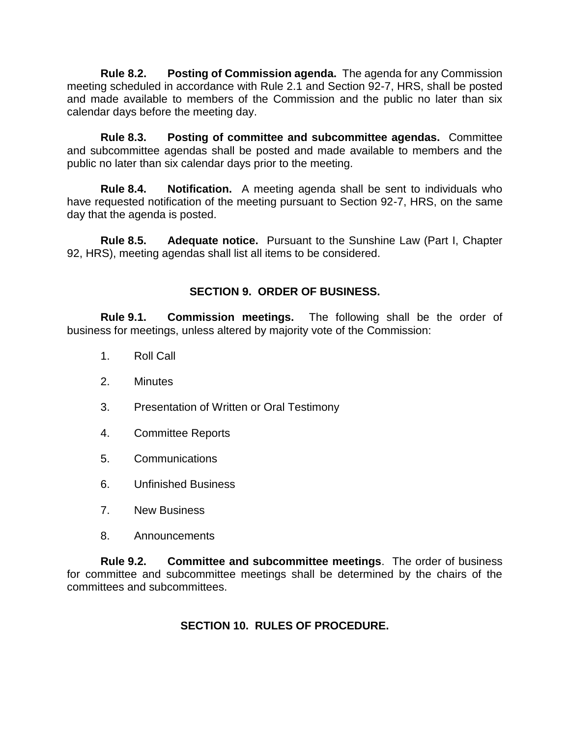**Rule 8.2. Posting of Commission agenda.** The agenda for any Commission meeting scheduled in accordance with Rule 2.1 and Section 92-7, HRS, shall be posted and made available to members of the Commission and the public no later than six calendar days before the meeting day.

**Rule 8.3. Posting of committee and subcommittee agendas.** Committee and subcommittee agendas shall be posted and made available to members and the public no later than six calendar days prior to the meeting.

**Rule 8.4. Notification.** A meeting agenda shall be sent to individuals who have requested notification of the meeting pursuant to Section 92-7, HRS, on the same day that the agenda is posted.

**Rule 8.5. Adequate notice.** Pursuant to the Sunshine Law (Part I, Chapter 92, HRS), meeting agendas shall list all items to be considered.

## SECTION 9. ORDER OF BUSINESS.

**Rule 9.1. Commission meetings.** The following shall be the order of business for meetings, unless altered by majority vote of the Commission:

1. Roll Call
2. Minutes
3. Presentation of Written or Oral Testimony
4. Committee Reports
5. Communications
6. Unfinished Business
7. New Business
8. Announcements

**Rule 9.2. Committee and subcommittee meetings**. The order of business for committee and subcommittee meetings shall be determined by the chairs of the committees and subcommittees.

## SECTION 10. RULES OF PROCEDURE.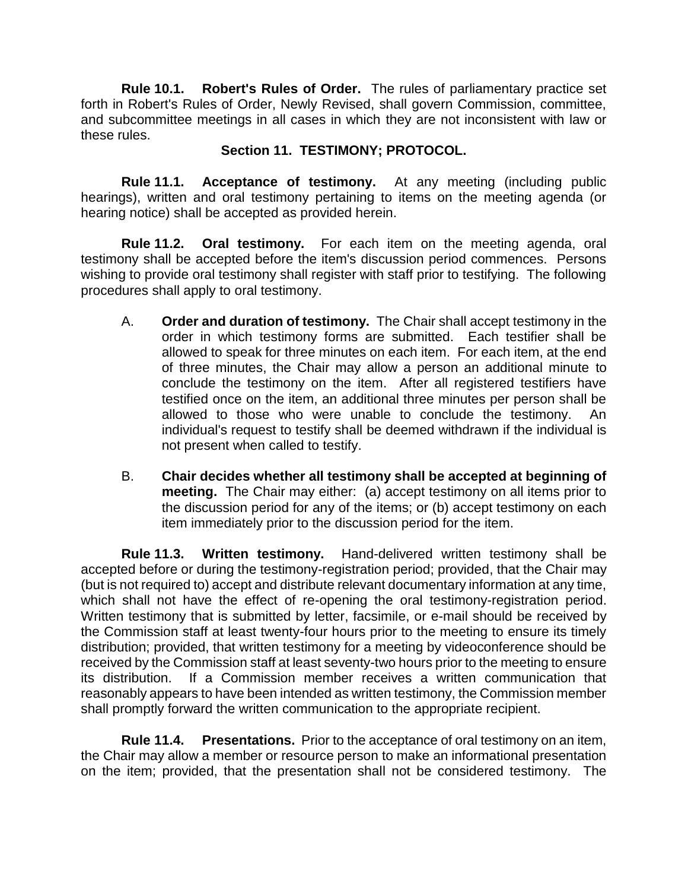**Rule 10.1. Robert's Rules of Order.** The rules of parliamentary practice set forth in Robert's Rules of Order, Newly Revised, shall govern Commission, committee, and subcommittee meetings in all cases in which they are not inconsistent with law or these rules.

## Section 11. TESTIMONY; PROTOCOL.

**Rule 11.1. Acceptance of testimony.** At any meeting (including public hearings), written and oral testimony pertaining to items on the meeting agenda (or hearing notice) shall be accepted as provided herein.

**Rule 11.2. Oral testimony.** For each item on the meeting agenda, oral testimony shall be accepted before the item's discussion period commences. Persons wishing to provide oral testimony shall register with staff prior to testifying. The following procedures shall apply to oral testimony.

A. **Order and duration of testimony.** The Chair shall accept testimony in the order in which testimony forms are submitted. Each testifier shall be allowed to speak for three minutes on each item. For each item, at the end of three minutes, the Chair may allow a person an additional minute to conclude the testimony on the item. After all registered testifiers have testified once on the item, an additional three minutes per person shall be allowed to those who were unable to conclude the testimony. An individual's request to testify shall be deemed withdrawn if the individual is not present when called to testify.

B. **Chair decides whether all testimony shall be accepted at beginning of meeting.** The Chair may either: (a) accept testimony on all items prior to the discussion period for any of the items; or (b) accept testimony on each item immediately prior to the discussion period for the item.

**Rule 11.3. Written testimony.** Hand-delivered written testimony shall be accepted before or during the testimony-registration period; provided, that the Chair may (but is not required to) accept and distribute relevant documentary information at any time, which shall not have the effect of re-opening the oral testimony-registration period. Written testimony that is submitted by letter, facsimile, or e-mail should be received by the Commission staff at least twenty-four hours prior to the meeting to ensure its timely distribution; provided, that written testimony for a meeting by videoconference should be received by the Commission staff at least seventy-two hours prior to the meeting to ensure its distribution. If a Commission member receives a written communication that reasonably appears to have been intended as written testimony, the Commission member shall promptly forward the written communication to the appropriate recipient.

**Rule 11.4. Presentations.** Prior to the acceptance of oral testimony on an item, the Chair may allow a member or resource person to make an informational presentation on the item; provided, that the presentation shall not be considered testimony. The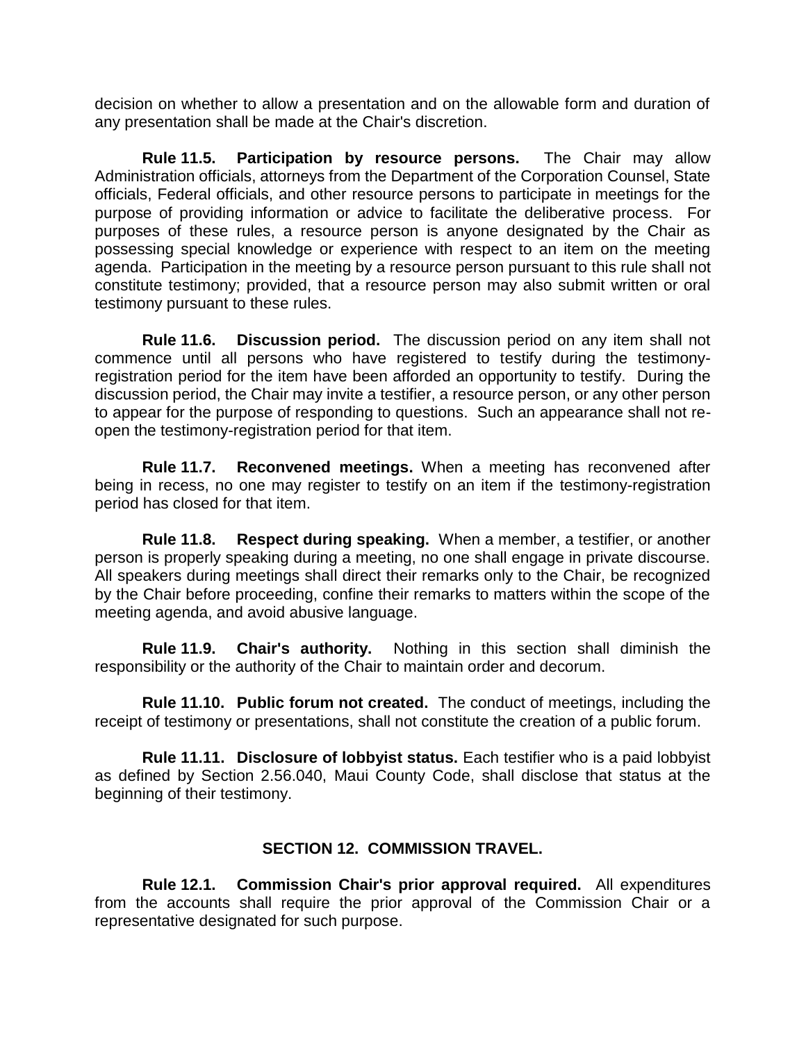decision on whether to allow a presentation and on the allowable form and duration of any presentation shall be made at the Chair's discretion.

**Rule 11.5. Participation by resource persons.** The Chair may allow Administration officials, attorneys from the Department of the Corporation Counsel, State officials, Federal officials, and other resource persons to participate in meetings for the purpose of providing information or advice to facilitate the deliberative process. For purposes of these rules, a resource person is anyone designated by the Chair as possessing special knowledge or experience with respect to an item on the meeting agenda. Participation in the meeting by a resource person pursuant to this rule shall not constitute testimony; provided, that a resource person may also submit written or oral testimony pursuant to these rules.

**Rule 11.6. Discussion period.** The discussion period on any item shall not commence until all persons who have registered to testify during the testimony-registration period for the item have been afforded an opportunity to testify. During the discussion period, the Chair may invite a testifier, a resource person, or any other person to appear for the purpose of responding to questions. Such an appearance shall not re-open the testimony-registration period for that item.

**Rule 11.7. Reconvened meetings.** When a meeting has reconvened after being in recess, no one may register to testify on an item if the testimony-registration period has closed for that item.

**Rule 11.8. Respect during speaking.** When a member, a testifier, or another person is properly speaking during a meeting, no one shall engage in private discourse. All speakers during meetings shall direct their remarks only to the Chair, be recognized by the Chair before proceeding, confine their remarks to matters within the scope of the meeting agenda, and avoid abusive language.

**Rule 11.9. Chair's authority.** Nothing in this section shall diminish the responsibility or the authority of the Chair to maintain order and decorum.

**Rule 11.10. Public forum not created.** The conduct of meetings, including the receipt of testimony or presentations, shall not constitute the creation of a public forum.

**Rule 11.11. Disclosure of lobbyist status.** Each testifier who is a paid lobbyist as defined by Section 2.56.040, Maui County Code, shall disclose that status at the beginning of their testimony.

## SECTION 12. COMMISSION TRAVEL.

**Rule 12.1. Commission Chair's prior approval required.** All expenditures from the accounts shall require the prior approval of the Commission Chair or a representative designated for such purpose.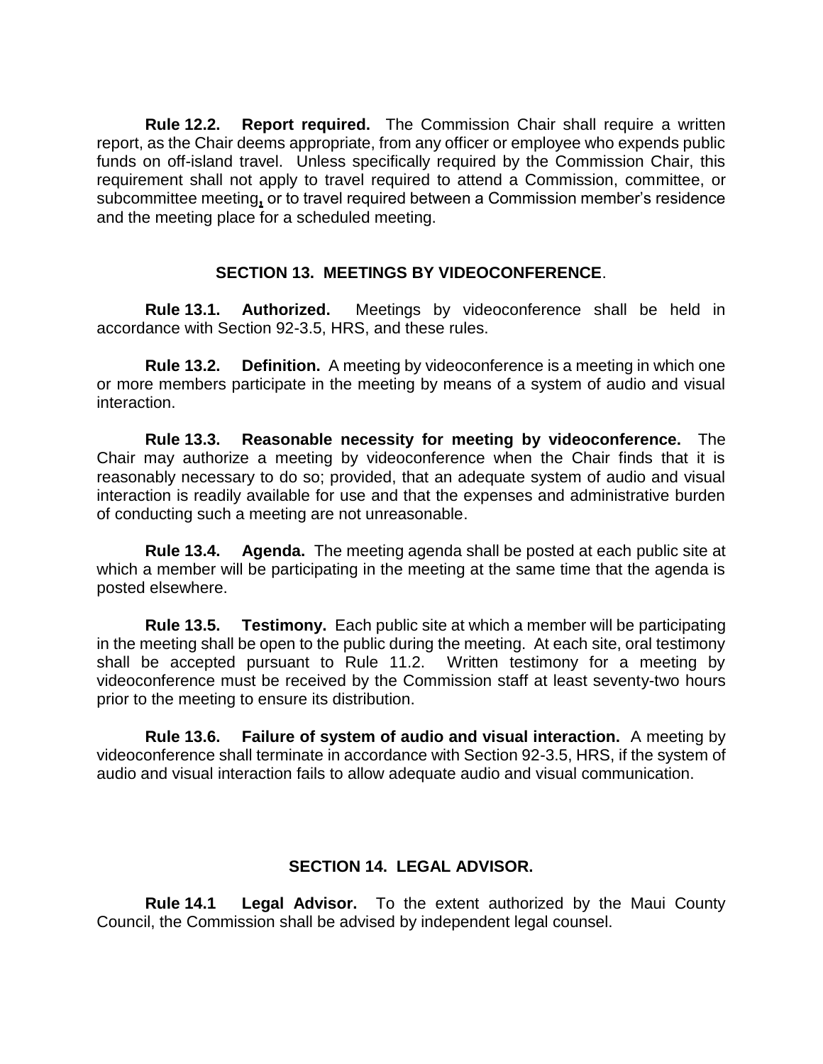**Rule 12.2. Report required.** The Commission Chair shall require a written report, as the Chair deems appropriate, from any officer or employee who expends public funds on off-island travel. Unless specifically required by the Commission Chair, this requirement shall not apply to travel required to attend a Commission, committee, or subcommittee meeting, or to travel required between a Commission member's residence and the meeting place for a scheduled meeting.

## SECTION 13. MEETINGS BY VIDEOCONFERENCE.

**Rule 13.1. Authorized.** Meetings by videoconference shall be held in accordance with Section 92-3.5, HRS, and these rules.

**Rule 13.2. Definition.** A meeting by videoconference is a meeting in which one or more members participate in the meeting by means of a system of audio and visual interaction.

**Rule 13.3. Reasonable necessity for meeting by videoconference.** The Chair may authorize a meeting by videoconference when the Chair finds that it is reasonably necessary to do so; provided, that an adequate system of audio and visual interaction is readily available for use and that the expenses and administrative burden of conducting such a meeting are not unreasonable.

**Rule 13.4. Agenda.** The meeting agenda shall be posted at each public site at which a member will be participating in the meeting at the same time that the agenda is posted elsewhere.

**Rule 13.5. Testimony.** Each public site at which a member will be participating in the meeting shall be open to the public during the meeting. At each site, oral testimony shall be accepted pursuant to Rule 11.2. Written testimony for a meeting by videoconference must be received by the Commission staff at least seventy-two hours prior to the meeting to ensure its distribution.

**Rule 13.6. Failure of system of audio and visual interaction.** A meeting by videoconference shall terminate in accordance with Section 92-3.5, HRS, if the system of audio and visual interaction fails to allow adequate audio and visual communication.

## SECTION 14. LEGAL ADVISOR.

**Rule 14.1 Legal Advisor.** To the extent authorized by the Maui County Council, the Commission shall be advised by independent legal counsel.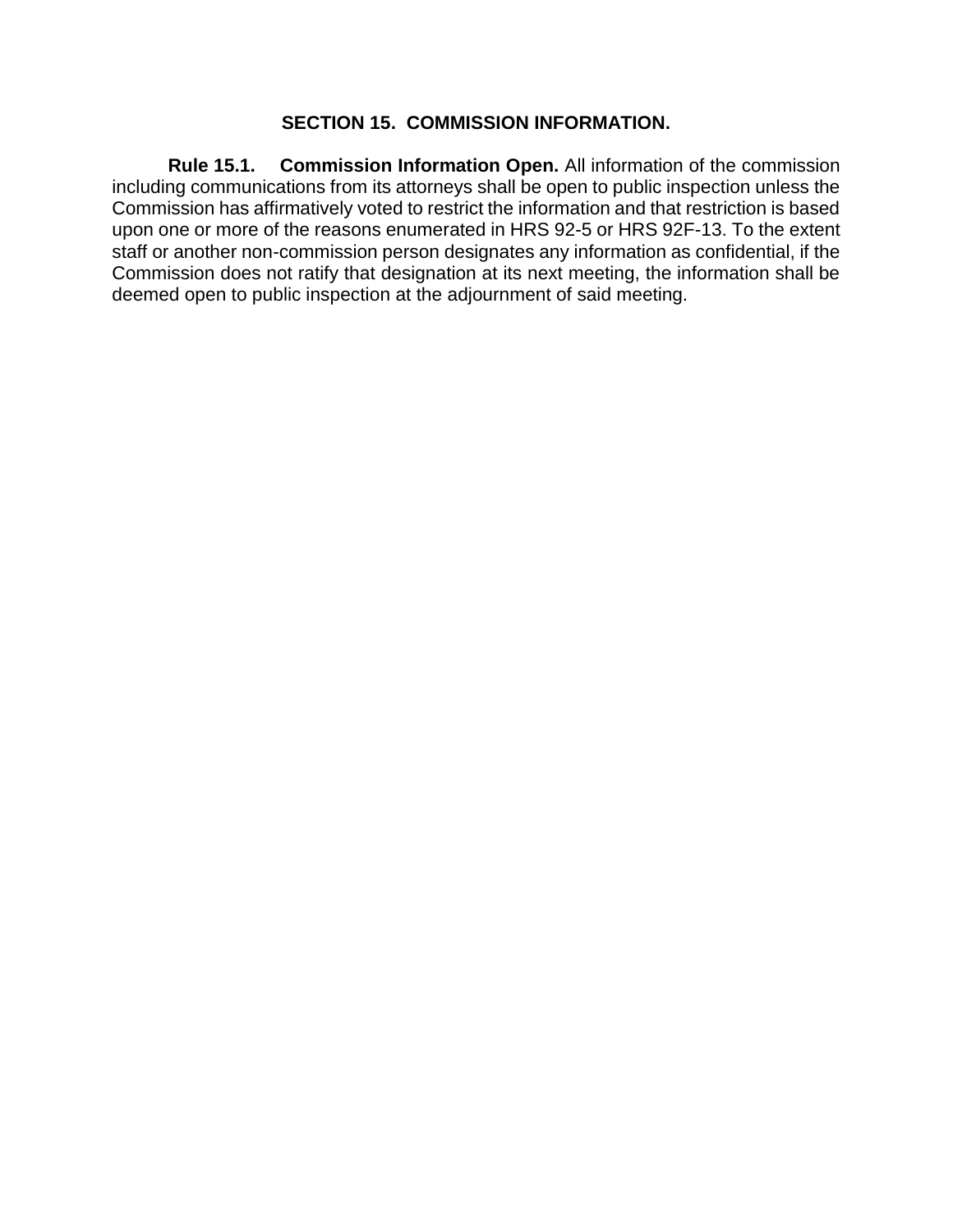## SECTION 15. COMMISSION INFORMATION.

**Rule 15.1. Commission Information Open.** All information of the commission including communications from its attorneys shall be open to public inspection unless the Commission has affirmatively voted to restrict the information and that restriction is based upon one or more of the reasons enumerated in HRS 92-5 or HRS 92F-13. To the extent staff or another non-commission person designates any information as confidential, if the Commission does not ratify that designation at its next meeting, the information shall be deemed open to public inspection at the adjournment of said meeting.